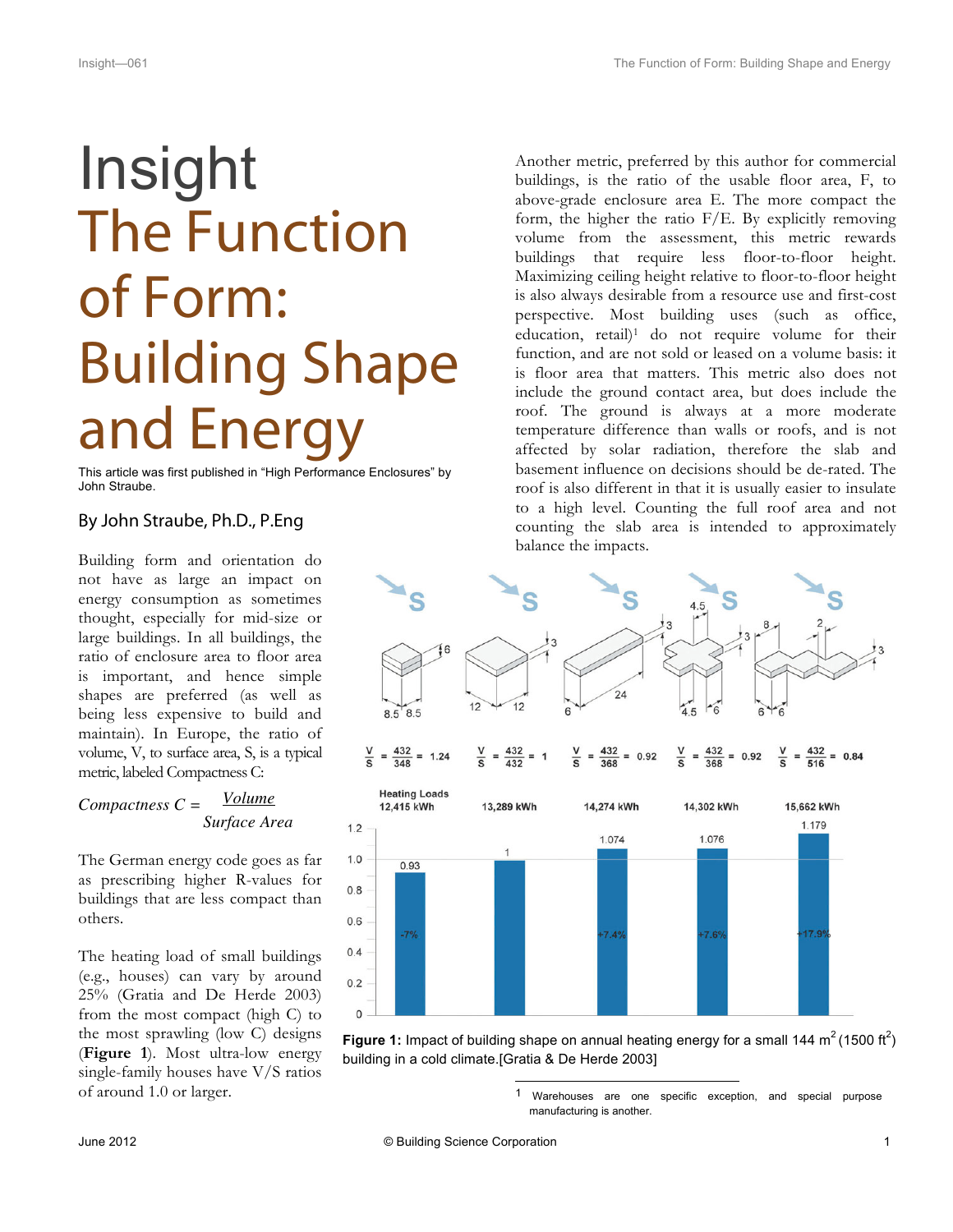# Insight
# The Function of Form: Building Shape and Energy

This article was first published in "High Performance Enclosures" by John Straube.

### By John Straube, Ph.D., P.Eng

Building form and orientation do not have as large an impact on energy consumption as sometimes thought, especially for mid-size or large buildings. In all buildings, the ratio of enclosure area to floor area is important, and hence simple shapes are preferred (as well as being less expensive to build and maintain). In Europe, the ratio of volume, V, to surface area, S, is a typical metric, labeled Compactness C:

$$\text{Compactness } C = \frac{\text{Volume}}{\text{Surface Area}}$$

The German energy code goes as far as prescribing higher R-values for buildings that are less compact than others.

The heating load of small buildings (e.g., houses) can vary by around 25% (Gratia and De Herde 2003) from the most compact (high C) to the most sprawling (low C) designs (**Figure 1**). Most ultra-low energy single-family houses have V/S ratios of around 1.0 or larger.

Another metric, preferred by this author for commercial buildings, is the ratio of the usable floor area, F, to above-grade enclosure area E. The more compact the form, the higher the ratio F/E. By explicitly removing volume from the assessment, this metric rewards buildings that require less floor-to-floor height. Maximizing ceiling height relative to floor-to-floor height is also always desirable from a resource use and first-cost perspective. Most building uses (such as office, education, retail)[1] do not require volume for their function, and are not sold or leased on a volume basis: it is floor area that matters. This metric also does not include the ground contact area, but does include the roof. The ground is always at a more moderate temperature difference than walls or roofs, and is not affected by solar radiation, therefore the slab and basement influence on decisions should be de-rated. The roof is also different in that it is usually easier to insulate to a high level. Counting the full roof area and not counting the slab area is intended to approximately balance the impacts.

| | Shape 1 | Shape 2 | Shape 3 | Shape 4 | Shape 5 |
|---|---|---|---|---|---|
| V/S | 432/348 = 1.24 | 432/432 = 1 | 432/368 = 0.92 | 432/368 = 0.92 | 432/516 = 0.84 |
| Heating Loads | 12,415 kWh | 13,289 kWh | 14,274 kWh | 14,302 kWh | 15,662 kWh |
| Relative heating load | 0.93 (-7%) | 1 | 1.074 (+7.4%) | 1.076 (+7.6%) | 1.179 (+17.9%) |

**Figure 1:** Impact of building shape on annual heating energy for a small 144 m² (1500 ft²) building in a cold climate.[Gratia & De Herde 2003]

[1] Warehouses are one specific exception, and special purpose manufacturing is another.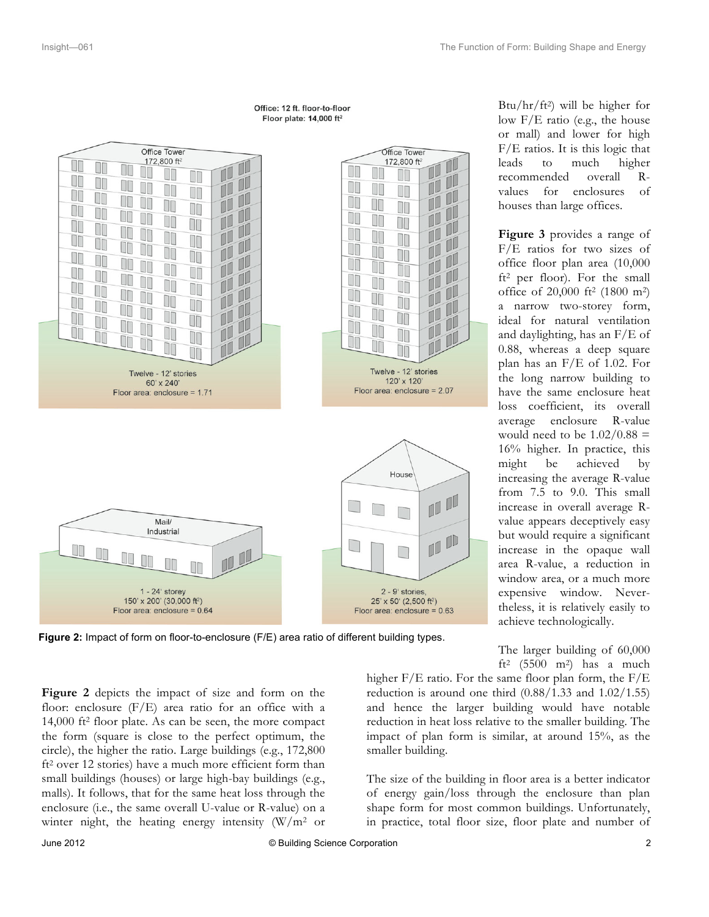**Figure 2:** Impact of form on floor-to-enclosure (F/E) area ratio of different building types.

**Figure 2** depicts the impact of size and form on the floor: enclosure (F/E) area ratio for an office with a 14,000 ft² floor plate. As can be seen, the more compact the form (square is close to the perfect optimum, the circle), the higher the ratio. Large buildings (e.g., 172,800 ft² over 12 stories) have a much more efficient form than small buildings (houses) or large high-bay buildings (e.g., malls). It follows, that for the same heat loss through the enclosure (i.e., the same overall U-value or R-value) on a winter night, the heating energy intensity (W/m² or Btu/hr/ft²) will be higher for low F/E ratio (e.g., the house or mall) and lower for high F/E ratios. It is this logic that leads to much higher recommended overall R-values for enclosures of houses than large offices.

**Figure 3** provides a range of F/E ratios for two sizes of office floor plan area (10,000 ft² per floor). For the small office of 20,000 ft² (1800 m²) a narrow two-storey form, ideal for natural ventilation and daylighting, has an F/E of 0.88, whereas a deep square plan has an F/E of 1.02. For the long narrow building to have the same enclosure heat loss coefficient, its overall average enclosure R-value would need to be 1.02/0.88 = 16% higher. In practice, this might be achieved by increasing the average R-value from 7.5 to 9.0. This small increase in overall average R-value appears deceptively easy but would require a significant increase in the opaque wall area R-value, a reduction in window area, or a much more expensive window. Nevertheless, it is relatively easily to achieve technologically.

The larger building of 60,000 ft² (5500 m²) has a much higher F/E ratio. For the same floor plan form, the F/E reduction is around one third (0.88/1.33 and 1.02/1.55) and hence the larger building would have notable reduction in heat loss relative to the smaller building. The impact of plan form is similar, at around 15%, as the smaller building.

The size of the building in floor area is a better indicator of energy gain/loss through the enclosure than plan shape form for most common buildings. Unfortunately, in practice, total floor size, floor plate and number of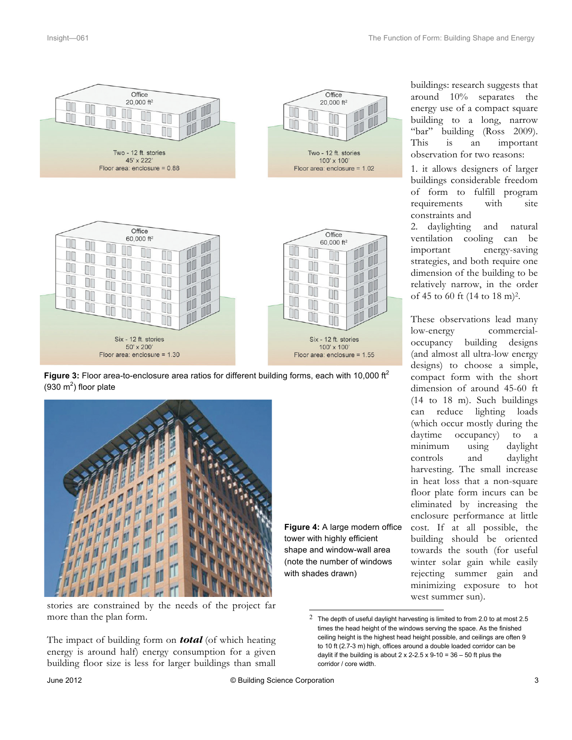Figure 3: Floor area-to-enclosure area ratios for different building forms, each with 10,000 ft$^2$ (930 m$^2$) floor plate

Figure 4: A large modern office tower with highly efficient shape and window-wall area (note the number of windows with shades drawn)

stories are constrained by the needs of the project far more than the plan form.

The impact of building form on ***total*** (of which heating energy is around half) energy consumption for a given building floor size is less for larger buildings than small buildings: research suggests that around 10% separates the energy use of a compact square building to a long, narrow "bar" building (Ross 2009). This is an important observation for two reasons:

1. it allows designers of larger buildings considerable freedom of form to fulfill program requirements with site constraints and
2. daylighting and natural ventilation cooling can be important energy-saving strategies, and both require one dimension of the building to be relatively narrow, in the order of 45 to 60 ft (14 to 18 m)[2].

These observations lead many low-energy commercial-occupancy building designs (and almost all ultra-low energy designs) to choose a simple, compact form with the short dimension of around 45-60 ft (14 to 18 m). Such buildings can reduce lighting loads (which occur mostly during the daytime occupancy) to a minimum using daylight controls and daylight harvesting. The small increase in heat loss that a non-square floor plate form incurs can be eliminated by increasing the enclosure performance at little cost. If at all possible, the building should be oriented towards the south (for useful winter solar gain while easily rejecting summer gain and minimizing exposure to hot west summer sun).

[2] The depth of useful daylight harvesting is limited to from 2.0 to at most 2.5 times the head height of the windows serving the space. As the finished ceiling height is the highest head height possible, and ceilings are often 9 to 10 ft (2.7-3 m) high, offices around a double loaded corridor can be daylit if the building is about 2 x 2-2.5 x 9-10 = 36 – 50 ft plus the corridor / core width.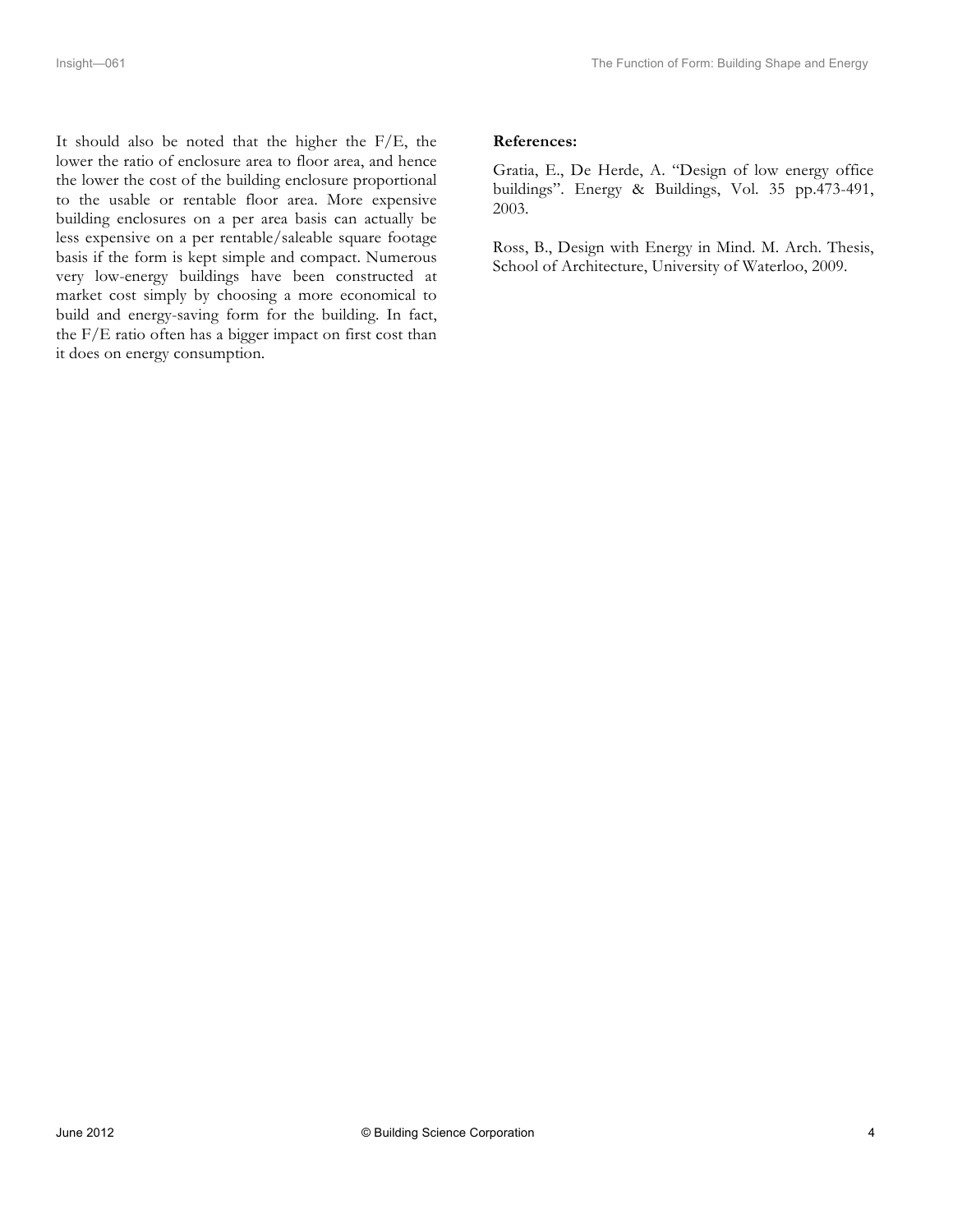It should also be noted that the higher the F/E, the lower the ratio of enclosure area to floor area, and hence the lower the cost of the building enclosure proportional to the usable or rentable floor area. More expensive building enclosures on a per area basis can actually be less expensive on a per rentable/saleable square footage basis if the form is kept simple and compact. Numerous very low-energy buildings have been constructed at market cost simply by choosing a more economical to build and energy-saving form for the building. In fact, the F/E ratio often has a bigger impact on first cost than it does on energy consumption.

**References:**

Gratia, E., De Herde, A. "Design of low energy office buildings". Energy & Buildings, Vol. 35 pp.473-491, 2003.

Ross, B., Design with Energy in Mind. M. Arch. Thesis, School of Architecture, University of Waterloo, 2009.